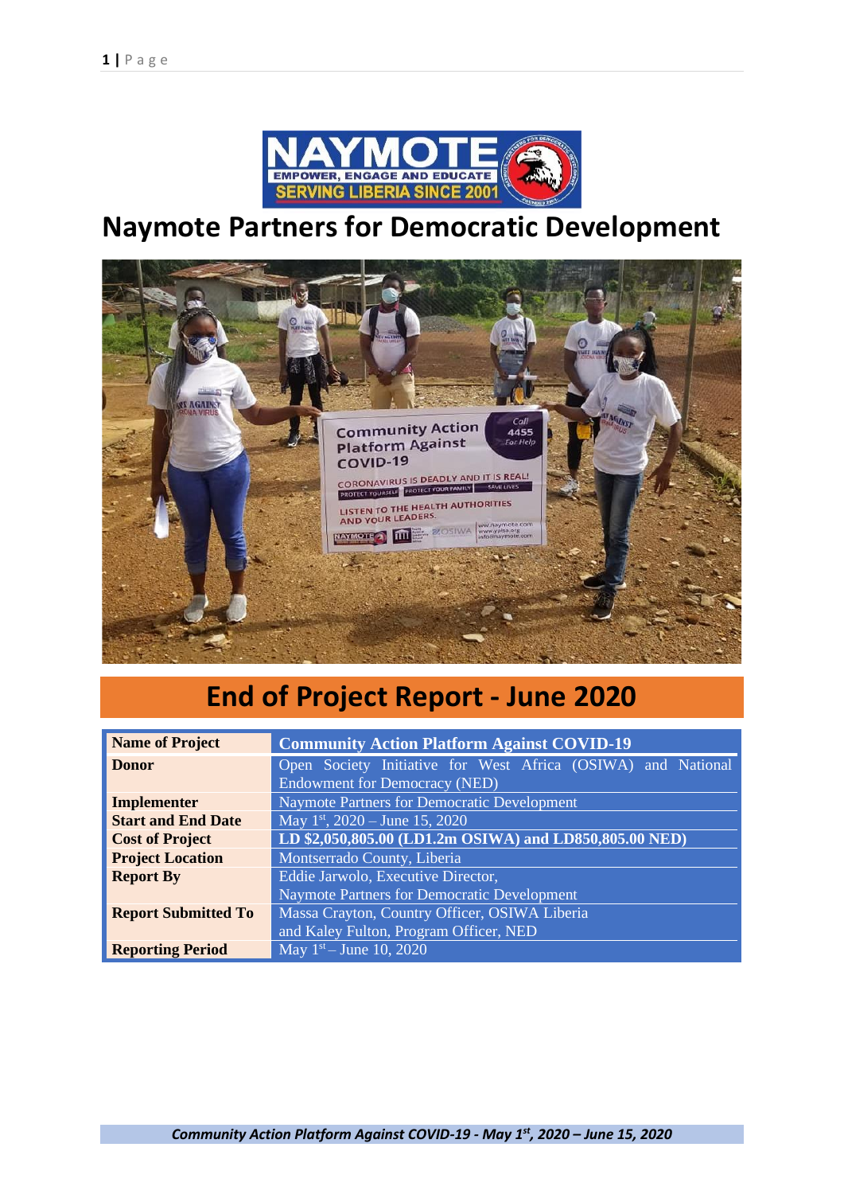# Naymote Partners for Democratic Development

## End of Project Report - June 2020

| Name of Project | Community Action Platform Against COVID-19 |
|---|---|
| Donor | Open Society Initiative for West Africa (OSIWA) and National Endowment for Democracy (NED) |
| Implementer | Naymote Partners for Democratic Development |
| Start and End Date | May 1st, 2020 – June 15, 2020 |
| Cost of Project | LD $2,050,805.00 (LD1.2m OSIWA) and LD850,805.00 NED) |
| Project Location | Montserrado County, Liberia |
| Report By | Eddie Jarwolo, Executive Director, Naymote Partners for Democratic Development |
| Report Submitted To | Massa Crayton, Country Officer, OSIWA Liberia and Kaley Fulton, Program Officer, NED |
| Reporting Period | May 1st – June 10, 2020 |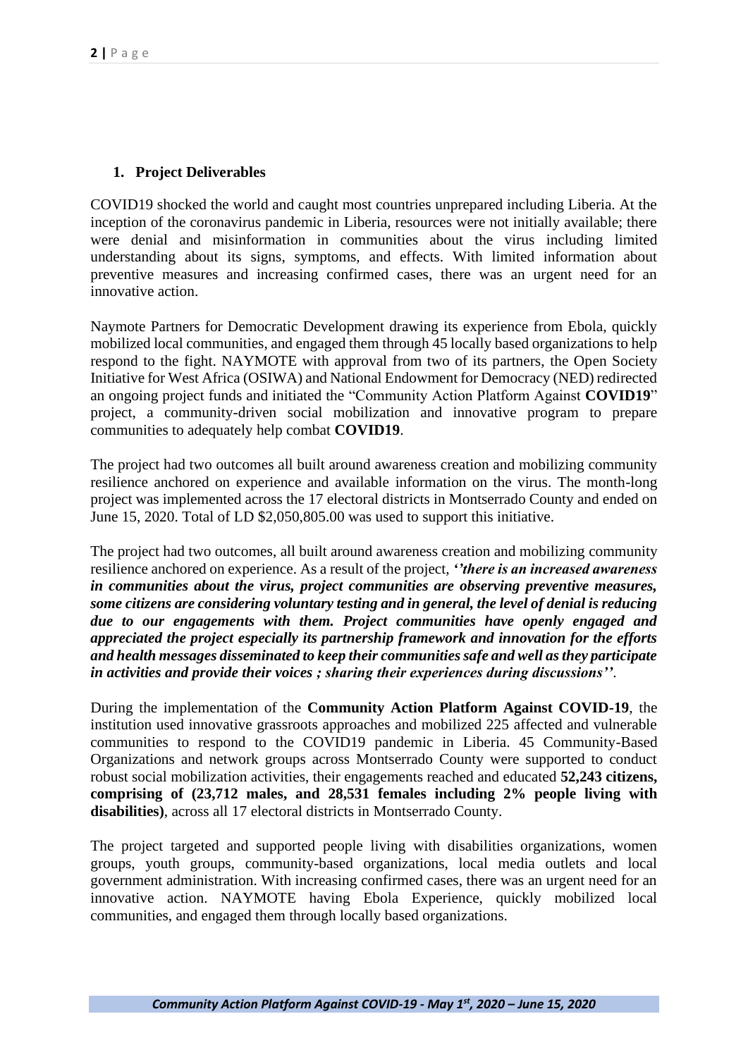## 1. Project Deliverables

COVID19 shocked the world and caught most countries unprepared including Liberia. At the inception of the coronavirus pandemic in Liberia, resources were not initially available; there were denial and misinformation in communities about the virus including limited understanding about its signs, symptoms, and effects. With limited information about preventive measures and increasing confirmed cases, there was an urgent need for an innovative action.

Naymote Partners for Democratic Development drawing its experience from Ebola, quickly mobilized local communities, and engaged them through 45 locally based organizations to help respond to the fight. NAYMOTE with approval from two of its partners, the Open Society Initiative for West Africa (OSIWA) and National Endowment for Democracy (NED) redirected an ongoing project funds and initiated the "Community Action Platform Against **COVID19**" project, a community-driven social mobilization and innovative program to prepare communities to adequately help combat **COVID19**.

The project had two outcomes all built around awareness creation and mobilizing community resilience anchored on experience and available information on the virus. The month-long project was implemented across the 17 electoral districts in Montserrado County and ended on June 15, 2020. Total of LD $2,050,805.00 was used to support this initiative.

The project had two outcomes, all built around awareness creation and mobilizing community resilience anchored on experience. As a result of the project, ***''there is an increased awareness in communities about the virus, project communities are observing preventive measures, some citizens are considering voluntary testing and in general, the level of denial is reducing due to our engagements with them. Project communities have openly engaged and appreciated the project especially its partnership framework and innovation for the efforts and health messages disseminated to keep their communities safe and well as they participate in activities and provide their voices ; sharing their experiences during discussions''***.

During the implementation of the **Community Action Platform Against COVID-19**, the institution used innovative grassroots approaches and mobilized 225 affected and vulnerable communities to respond to the COVID19 pandemic in Liberia. 45 Community-Based Organizations and network groups across Montserrado County were supported to conduct robust social mobilization activities, their engagements reached and educated **52,243 citizens, comprising of (23,712 males, and 28,531 females including 2% people living with disabilities)**, across all 17 electoral districts in Montserrado County.

The project targeted and supported people living with disabilities organizations, women groups, youth groups, community-based organizations, local media outlets and local government administration. With increasing confirmed cases, there was an urgent need for an innovative action. NAYMOTE having Ebola Experience, quickly mobilized local communities, and engaged them through locally based organizations.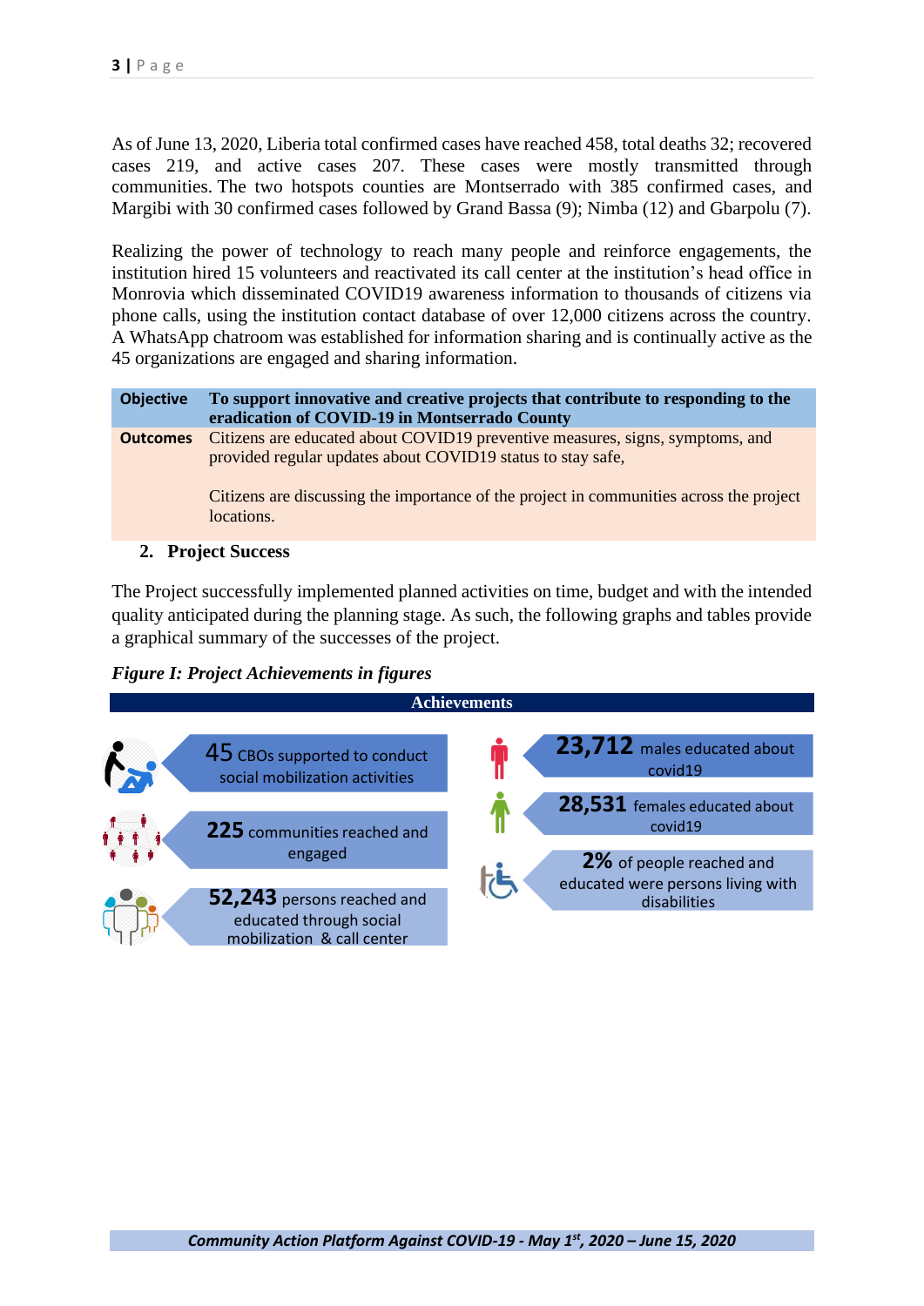As of June 13, 2020, Liberia total confirmed cases have reached 458, total deaths 32; recovered cases 219, and active cases 207. These cases were mostly transmitted through communities. The two hotspots counties are Montserrado with 385 confirmed cases, and Margibi with 30 confirmed cases followed by Grand Bassa (9); Nimba (12) and Gbarpolu (7).

Realizing the power of technology to reach many people and reinforce engagements, the institution hired 15 volunteers and reactivated its call center at the institution's head office in Monrovia which disseminated COVID19 awareness information to thousands of citizens via phone calls, using the institution contact database of over 12,000 citizens across the country. A WhatsApp chatroom was established for information sharing and is continually active as the 45 organizations are engaged and sharing information.

| Objective | To support innovative and creative projects that contribute to responding to the eradication of COVID-19 in Montserrado County |
|---|---|
| Outcomes | Citizens are educated about COVID19 preventive measures, signs, symptoms, and provided regular updates about COVID19 status to stay safe,<br><br>Citizens are discussing the importance of the project in communities across the project locations. |

## 2. Project Success

The Project successfully implemented planned activities on time, budget and with the intended quality anticipated during the planning stage. As such, the following graphs and tables provide a graphical summary of the successes of the project.

*Figure I: Project Achievements in figures*

**Achievements**

- **45** CBOs supported to conduct social mobilization activities
- **225** communities reached and engaged
- **52,243** persons reached and educated through social mobilization & call center
- **23,712** males educated about covid19
- **28,531** females educated about covid19
- **2%** of people reached and educated were persons living with disabilities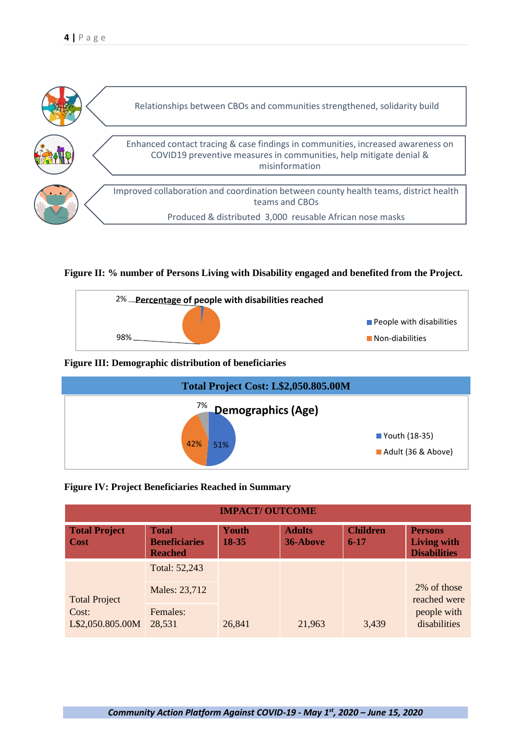Relationships between CBOs and communities strengthened, solidarity build

Enhanced contact tracing & case findings in communities, increased awareness on COVID19 preventive measures in communities, help mitigate denial & misinformation

Improved collaboration and coordination between county health teams, district health teams and CBOs

Produced & distributed 3,000 reusable African nose masks

**Figure II: % number of Persons Living with Disability engaged and benefited from the Project.**

**Percentage of people with disabilities reached**

- People with disabilities: 2%
- Non-diabilities: 98%

**Figure III: Demographic distribution of beneficiaries**

**Total Project Cost: L$2,050.805.00M**

**Demographics (Age)**

- Youth (18-35): 51%
- Adult (36 & Above): 42%
- 7%

**Figure IV: Project Beneficiaries Reached in Summary**

| IMPACT/ OUTCOME | | | | | |
|---|---|---|---|---|---|
| **Total Project Cost** | **Total Beneficiaries Reached** | **Youth 18-35** | **Adults 36-Above** | **Children 6-17** | **Persons Living with Disabilities** |
| Total Project Cost: L$2,050.805.00M | Total: 52,243<br>Males: 23,712<br>Females: 28,531 | 26,841 | 21,963 | 3,439 | 2% of those reached were people with disabilities |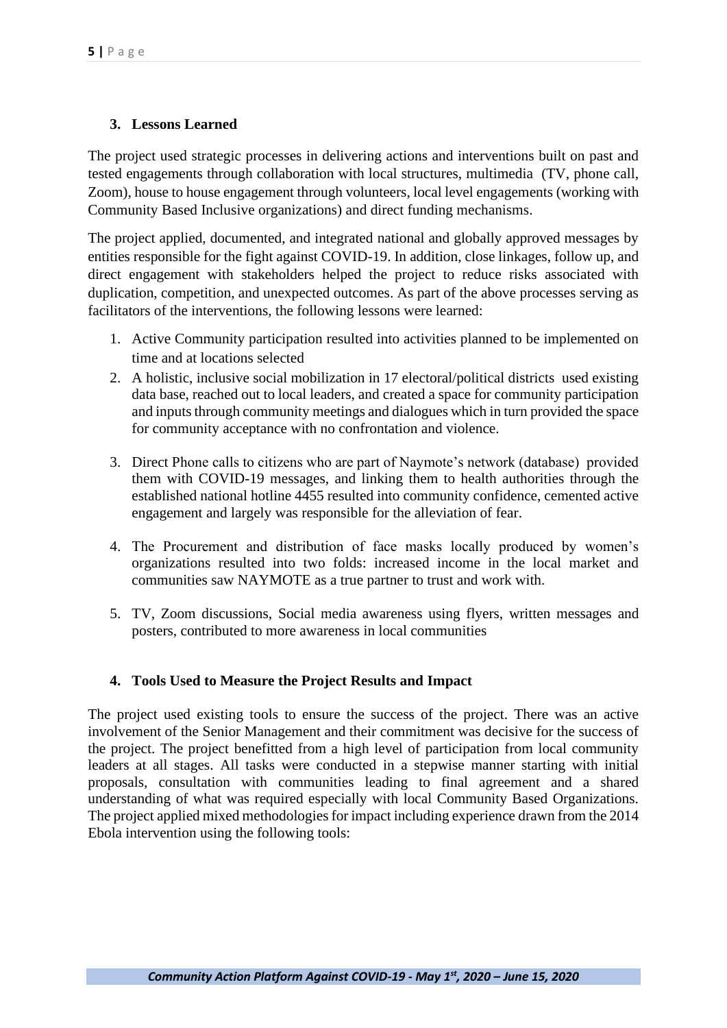## 3. Lessons Learned

The project used strategic processes in delivering actions and interventions built on past and tested engagements through collaboration with local structures, multimedia (TV, phone call, Zoom), house to house engagement through volunteers, local level engagements (working with Community Based Inclusive organizations) and direct funding mechanisms.

The project applied, documented, and integrated national and globally approved messages by entities responsible for the fight against COVID-19. In addition, close linkages, follow up, and direct engagement with stakeholders helped the project to reduce risks associated with duplication, competition, and unexpected outcomes. As part of the above processes serving as facilitators of the interventions, the following lessons were learned:

1. Active Community participation resulted into activities planned to be implemented on time and at locations selected
2. A holistic, inclusive social mobilization in 17 electoral/political districts used existing data base, reached out to local leaders, and created a space for community participation and inputs through community meetings and dialogues which in turn provided the space for community acceptance with no confrontation and violence.
3. Direct Phone calls to citizens who are part of Naymote's network (database) provided them with COVID-19 messages, and linking them to health authorities through the established national hotline 4455 resulted into community confidence, cemented active engagement and largely was responsible for the alleviation of fear.
4. The Procurement and distribution of face masks locally produced by women's organizations resulted into two folds: increased income in the local market and communities saw NAYMOTE as a true partner to trust and work with.
5. TV, Zoom discussions, Social media awareness using flyers, written messages and posters, contributed to more awareness in local communities

## 4. Tools Used to Measure the Project Results and Impact

The project used existing tools to ensure the success of the project. There was an active involvement of the Senior Management and their commitment was decisive for the success of the project. The project benefitted from a high level of participation from local community leaders at all stages. All tasks were conducted in a stepwise manner starting with initial proposals, consultation with communities leading to final agreement and a shared understanding of what was required especially with local Community Based Organizations. The project applied mixed methodologies for impact including experience drawn from the 2014 Ebola intervention using the following tools: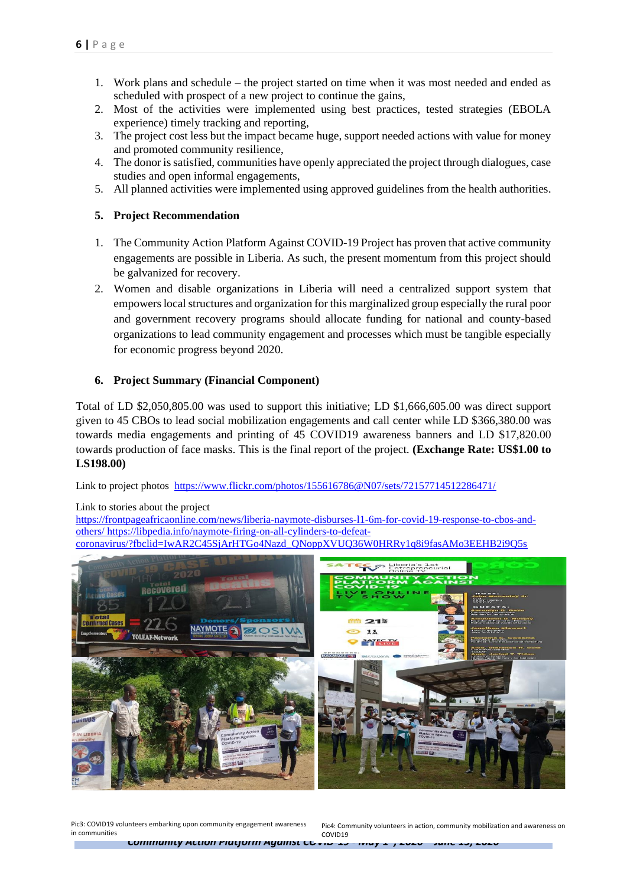1. Work plans and schedule – the project started on time when it was most needed and ended as scheduled with prospect of a new project to continue the gains,
2. Most of the activities were implemented using best practices, tested strategies (EBOLA experience) timely tracking and reporting,
3. The project cost less but the impact became huge, support needed actions with value for money and promoted community resilience,
4. The donor is satisfied, communities have openly appreciated the project through dialogues, case studies and open informal engagements,
5. All planned activities were implemented using approved guidelines from the health authorities.

## 5. Project Recommendation

1. The Community Action Platform Against COVID-19 Project has proven that active community engagements are possible in Liberia. As such, the present momentum from this project should be galvanized for recovery.
2. Women and disable organizations in Liberia will need a centralized support system that empowers local structures and organization for this marginalized group especially the rural poor and government recovery programs should allocate funding for national and county-based organizations to lead community engagement and processes which must be tangible especially for economic progress beyond 2020.

## 6. Project Summary (Financial Component)

Total of LD $2,050,805.00 was used to support this initiative; LD $1,666,605.00 was direct support given to 45 CBOs to lead social mobilization engagements and call center while LD $366,380.00 was towards media engagements and printing of 45 COVID19 awareness banners and LD $17,820.00 towards production of face masks. This is the final report of the project. **(Exchange Rate: US$1.00 to LS198.00)**

Link to project photos https://www.flickr.com/photos/155616786@N07/sets/72157714512286471/

Link to stories about the project
https://frontpageafricaonline.com/news/liberia-naymote-disburses-l1-6m-for-covid-19-response-to-cbos-and-others/ https://libpedia.info/naymote-firing-on-all-cylinders-to-defeat-coronavirus/?fbclid=IwAR2C45SjArHTGo4Nazd_QNoppXVUQ36W0HRRy1q8i9fasAMo3EEHB2i9Q5s

Pic3: COVID19 volunteers embarking upon community engagement awareness in communities

Pic4: Community volunteers in action, community mobilization and awareness on COVID19